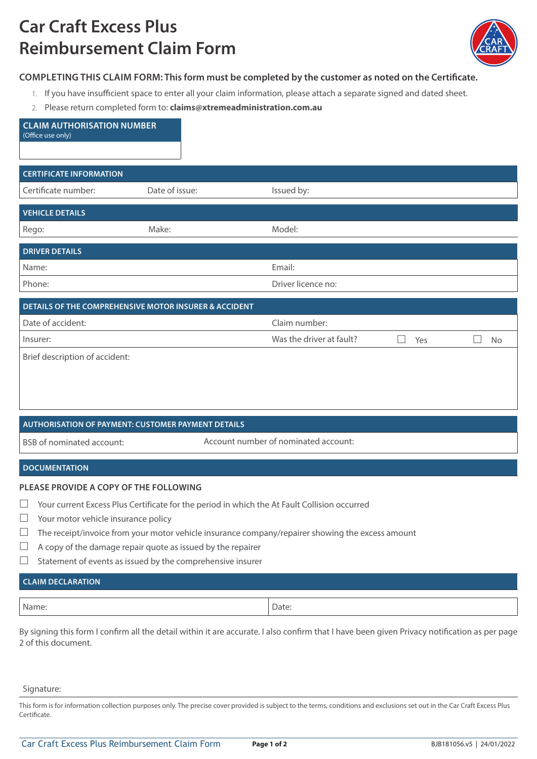# Car Craft Excess Plus Reimbursement Claim Form

**COMPLETING THIS CLAIM FORM: This form must be completed by the customer as noted on the Certificate.**

1. If you have insufficient space to enter all your claim information, please attach a separate signed and dated sheet.
2. Please return completed form to: **claims@xtremeadministration.com.au**

| **CLAIM AUTHORISATION NUMBER** (Office use only) |
| --- |
| |

| **CERTIFICATE INFORMATION** | | |
| --- | --- | --- |
| Certificate number: | Date of issue: | Issued by: |

| **VEHICLE DETAILS** | | |
| --- | --- | --- |
| Rego: | Make: | Model: |

| **DRIVER DETAILS** | |
| --- | --- |
| Name: | Email: |
| Phone: | Driver licence no: |

| **DETAILS OF THE COMPREHENSIVE MOTOR INSURER & ACCIDENT** | |
| --- | --- |
| Date of accident: | Claim number: |
| Insurer: | Was the driver at fault? ☐ Yes ☐ No |
| Brief description of accident: | |

| **AUTHORISATION OF PAYMENT: CUSTOMER PAYMENT DETAILS** | |
| --- | --- |
| BSB of nominated account: | Account number of nominated account: |

## DOCUMENTATION

**PLEASE PROVIDE A COPY OF THE FOLLOWING**

- ☐ Your current Excess Plus Certificate for the period in which the At Fault Collision occurred
- ☐ Your motor vehicle insurance policy
- ☐ The receipt/invoice from your motor vehicle insurance company/repairer showing the excess amount
- ☐ A copy of the damage repair quote as issued by the repairer
- ☐ Statement of events as issued by the comprehensive insurer

## CLAIM DECLARATION

| Name: | Date: |
| --- | --- |

By signing this form I confirm all the detail within it are accurate. I also confirm that I have been given Privacy notification as per page 2 of this document.

Signature:

This form is for information collection purposes only. The precise cover provided is subject to the terms, conditions and exclusions set out in the Car Craft Excess Plus Certificate.

BJB181056.v5 | 24/01/2022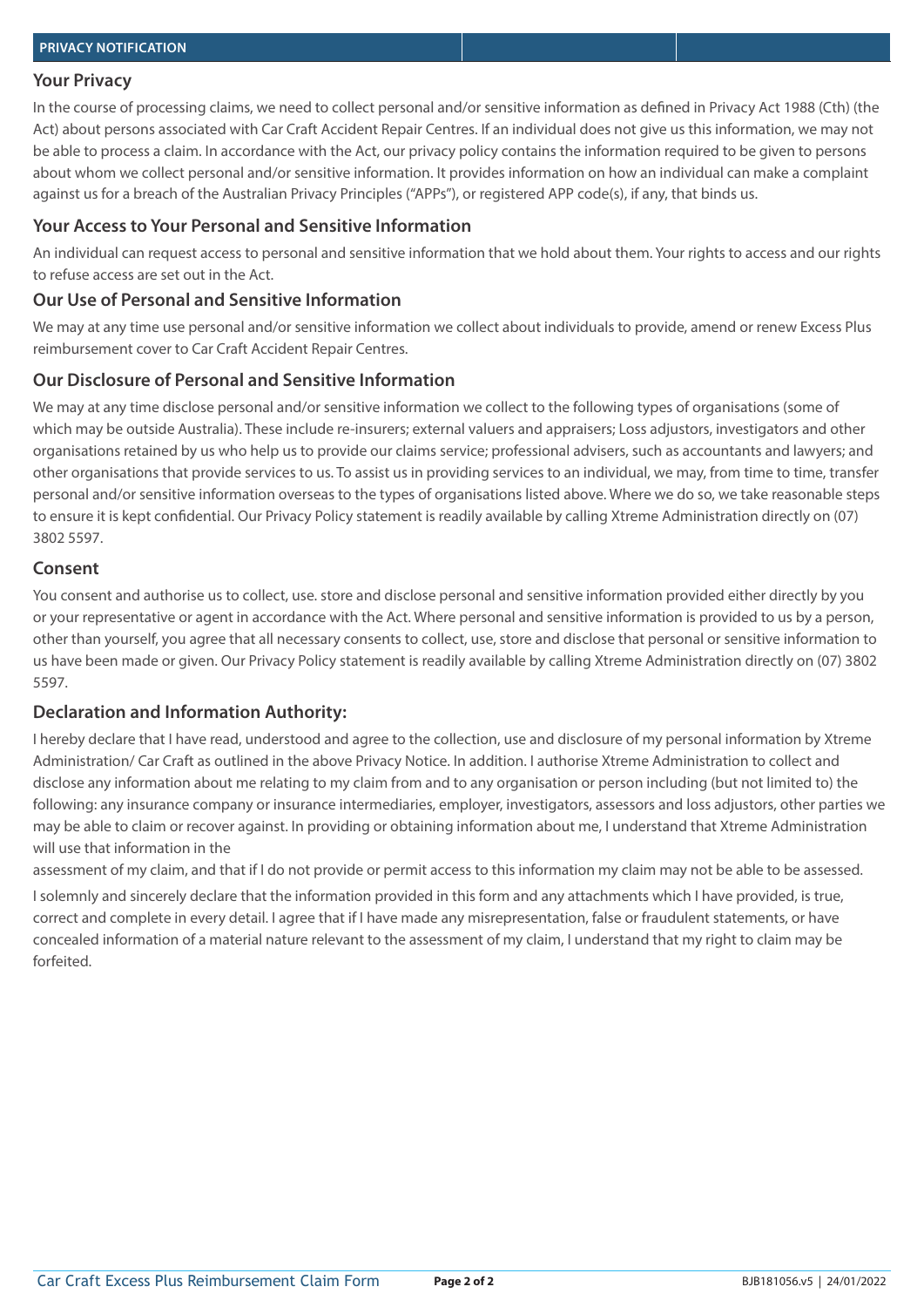## PRIVACY NOTIFICATION

### Your Privacy

In the course of processing claims, we need to collect personal and/or sensitive information as defined in Privacy Act 1988 (Cth) (the Act) about persons associated with Car Craft Accident Repair Centres. If an individual does not give us this information, we may not be able to process a claim. In accordance with the Act, our privacy policy contains the information required to be given to persons about whom we collect personal and/or sensitive information. It provides information on how an individual can make a complaint against us for a breach of the Australian Privacy Principles ("APPs"), or registered APP code(s), if any, that binds us.

### Your Access to Your Personal and Sensitive Information

An individual can request access to personal and sensitive information that we hold about them. Your rights to access and our rights to refuse access are set out in the Act.

### Our Use of Personal and Sensitive Information

We may at any time use personal and/or sensitive information we collect about individuals to provide, amend or renew Excess Plus reimbursement cover to Car Craft Accident Repair Centres.

### Our Disclosure of Personal and Sensitive Information

We may at any time disclose personal and/or sensitive information we collect to the following types of organisations (some of which may be outside Australia). These include re-insurers; external valuers and appraisers; Loss adjustors, investigators and other organisations retained by us who help us to provide our claims service; professional advisers, such as accountants and lawyers; and other organisations that provide services to us. To assist us in providing services to an individual, we may, from time to time, transfer personal and/or sensitive information overseas to the types of organisations listed above. Where we do so, we take reasonable steps to ensure it is kept confidential. Our Privacy Policy statement is readily available by calling Xtreme Administration directly on (07) 3802 5597.

### Consent

You consent and authorise us to collect, use. store and disclose personal and sensitive information provided either directly by you or your representative or agent in accordance with the Act. Where personal and sensitive information is provided to us by a person, other than yourself, you agree that all necessary consents to collect, use, store and disclose that personal or sensitive information to us have been made or given. Our Privacy Policy statement is readily available by calling Xtreme Administration directly on (07) 3802 5597.

### Declaration and Information Authority:

I hereby declare that I have read, understood and agree to the collection, use and disclosure of my personal information by Xtreme Administration/ Car Craft as outlined in the above Privacy Notice. In addition. I authorise Xtreme Administration to collect and disclose any information about me relating to my claim from and to any organisation or person including (but not limited to) the following: any insurance company or insurance intermediaries, employer, investigators, assessors and loss adjustors, other parties we may be able to claim or recover against. In providing or obtaining information about me, I understand that Xtreme Administration will use that information in the assessment of my claim, and that if I do not provide or permit access to this information my claim may not be able to be assessed.

I solemnly and sincerely declare that the information provided in this form and any attachments which I have provided, is true, correct and complete in every detail. I agree that if I have made any misrepresentation, false or fraudulent statements, or have concealed information of a material nature relevant to the assessment of my claim, I understand that my right to claim may be forfeited.